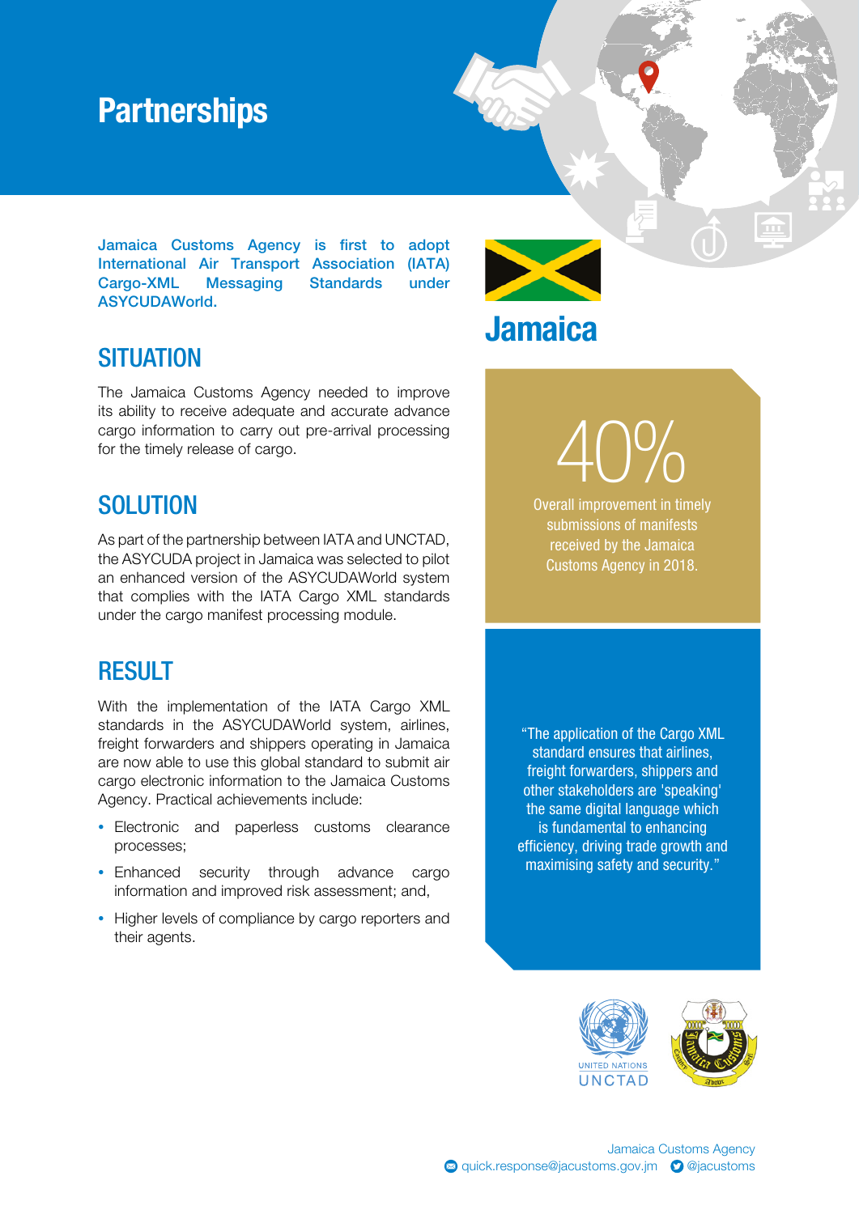# Partnerships

**Jamaica Customs Agency is first to adopt International Air Transport Association (IATA) Cargo-XML Messaging Standards under ASYCUDAWorld.**

## Jamaica

## SITUATION

The Jamaica Customs Agency needed to improve its ability to receive adequate and accurate advance cargo information to carry out pre-arrival processing for the timely release of cargo.

## SOLUTION

As part of the partnership between IATA and UNCTAD, the ASYCUDA project in Jamaica was selected to pilot an enhanced version of the ASYCUDAWorld system that complies with the IATA Cargo XML standards under the cargo manifest processing module.

## RESULT

With the implementation of the IATA Cargo XML standards in the ASYCUDAWorld system, airlines, freight forwarders and shippers operating in Jamaica are now able to use this global standard to submit air cargo electronic information to the Jamaica Customs Agency. Practical achievements include:

- Electronic and paperless customs clearance processes;
- Enhanced security through advance cargo information and improved risk assessment; and,
- Higher levels of compliance by cargo reporters and their agents.

**40%**

Overall improvement in timely submissions of manifests received by the Jamaica Customs Agency in 2018.

"The application of the Cargo XML standard ensures that airlines, freight forwarders, shippers and other stakeholders are 'speaking' the same digital language which is fundamental to enhancing efficiency, driving trade growth and maximising safety and security."

UNITED NATIONS
UNCTAD

Jamaica Customs Agency
quick.response@jacustoms.gov.jm @jacustoms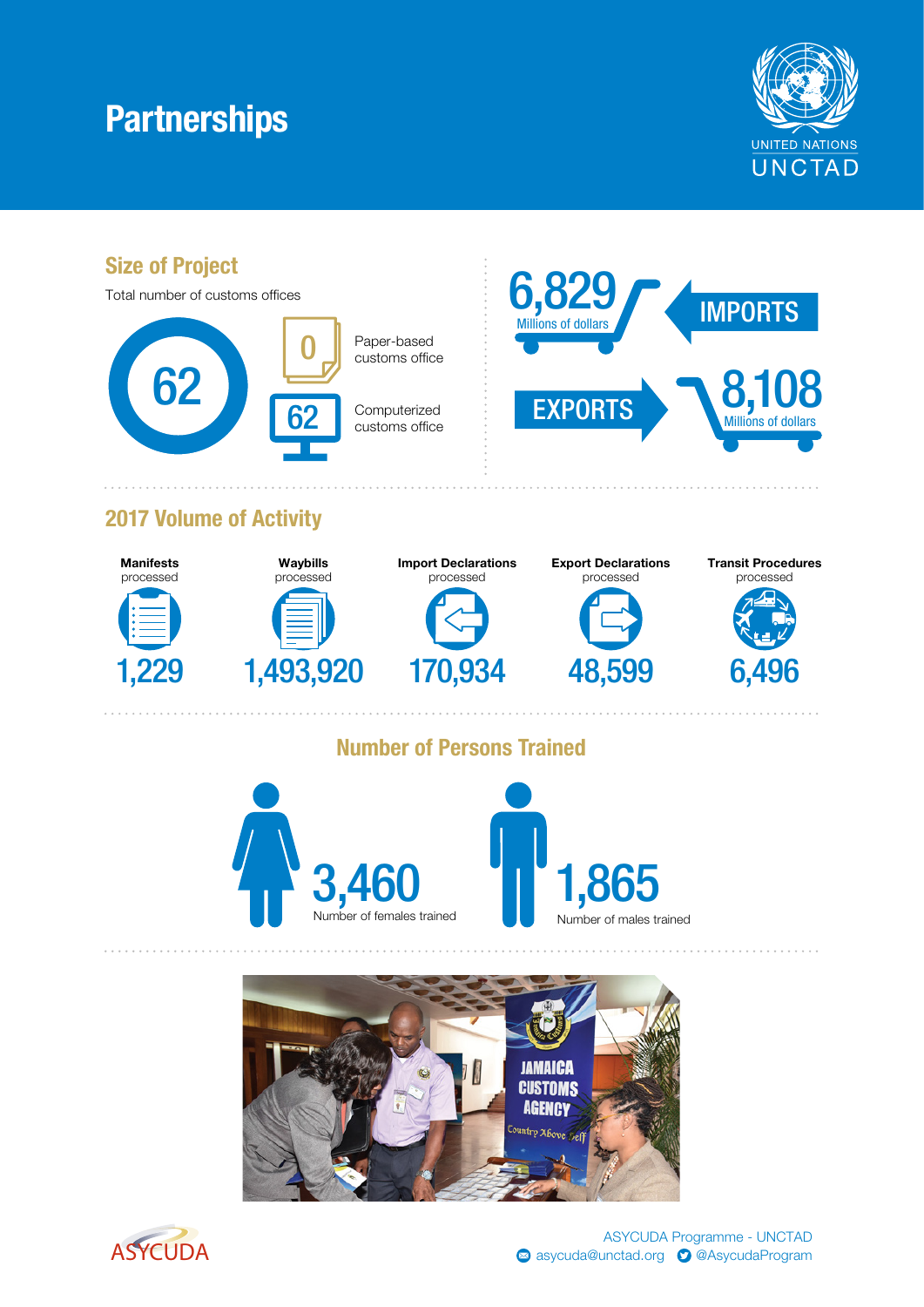# Partnerships

UNITED NATIONS
UNCTAD

## Size of Project

Total number of customs offices

62

0 Paper-based customs office

62 Computerized customs office

6,829 Millions of dollars — IMPORTS

EXPORTS — 8,108 Millions of dollars

## 2017 Volume of Activity

**Manifests** processed
1,229

**Waybills** processed
1,493,920

**Import Declarations** processed
170,934

**Export Declarations** processed
48,599

**Transit Procedures** processed
6,496

## Number of Persons Trained

3,460
Number of females trained

1,865
Number of males trained

ASYCUDA

ASYCUDA Programme - UNCTAD
asycuda@unctad.org @AsycudaProgram